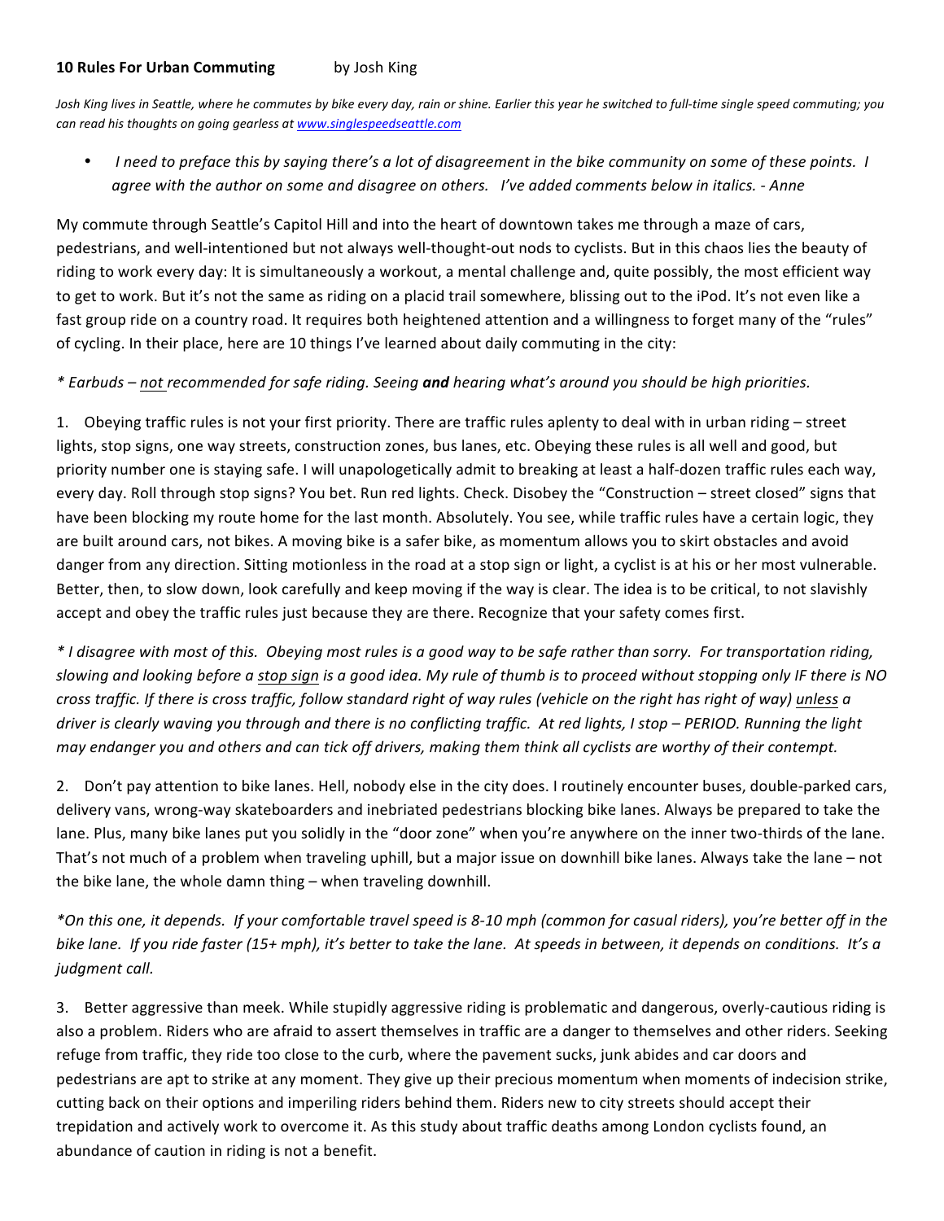**10 Rules For Urban Commuting** by Josh King

*Josh King lives in Seattle, where he commutes by bike every day, rain or shine. Earlier this year he switched to full-time single speed commuting; you can read his thoughts on going gearless at [www.singlespeedseattle.com](http://www.singlespeedseattle.com)*

- *I need to preface this by saying there's a lot of disagreement in the bike community on some of these points. I agree with the author on some and disagree on others. I've added comments below in italics. - Anne*

My commute through Seattle's Capitol Hill and into the heart of downtown takes me through a maze of cars, pedestrians, and well-intentioned but not always well-thought-out nods to cyclists. But in this chaos lies the beauty of riding to work every day: It is simultaneously a workout, a mental challenge and, quite possibly, the most efficient way to get to work. But it's not the same as riding on a placid trail somewhere, blissing out to the iPod. It's not even like a fast group ride on a country road. It requires both heightened attention and a willingness to forget many of the "rules" of cycling. In their place, here are 10 things I've learned about daily commuting in the city:

*\* Earbuds – <u>not</u> recommended for safe riding. Seeing **and** hearing what's around you should be high priorities.*

1. Obeying traffic rules is not your first priority. There are traffic rules aplenty to deal with in urban riding – street lights, stop signs, one way streets, construction zones, bus lanes, etc. Obeying these rules is all well and good, but priority number one is staying safe. I will unapologetically admit to breaking at least a half-dozen traffic rules each way, every day. Roll through stop signs? You bet. Run red lights. Check. Disobey the "Construction – street closed" signs that have been blocking my route home for the last month. Absolutely. You see, while traffic rules have a certain logic, they are built around cars, not bikes. A moving bike is a safer bike, as momentum allows you to skirt obstacles and avoid danger from any direction. Sitting motionless in the road at a stop sign or light, a cyclist is at his or her most vulnerable. Better, then, to slow down, look carefully and keep moving if the way is clear. The idea is to be critical, to not slavishly accept and obey the traffic rules just because they are there. Recognize that your safety comes first.

*\* I disagree with most of this. Obeying most rules is a good way to be safe rather than sorry. For transportation riding, slowing and looking before a <u>stop sign</u> is a good idea. My rule of thumb is to proceed without stopping only IF there is NO cross traffic. If there is cross traffic, follow standard right of way rules (vehicle on the right has right of way) <u>unless</u> a driver is clearly waving you through and there is no conflicting traffic. At red lights, I stop – PERIOD. Running the light may endanger you and others and can tick off drivers, making them think all cyclists are worthy of their contempt.*

2. Don't pay attention to bike lanes. Hell, nobody else in the city does. I routinely encounter buses, double-parked cars, delivery vans, wrong-way skateboarders and inebriated pedestrians blocking bike lanes. Always be prepared to take the lane. Plus, many bike lanes put you solidly in the "door zone" when you're anywhere on the inner two-thirds of the lane. That's not much of a problem when traveling uphill, but a major issue on downhill bike lanes. Always take the lane – not the bike lane, the whole damn thing – when traveling downhill.

*\*On this one, it depends. If your comfortable travel speed is 8-10 mph (common for casual riders), you're better off in the bike lane. If you ride faster (15+ mph), it's better to take the lane. At speeds in between, it depends on conditions. It's a judgment call.*

3. Better aggressive than meek. While stupidly aggressive riding is problematic and dangerous, overly-cautious riding is also a problem. Riders who are afraid to assert themselves in traffic are a danger to themselves and other riders. Seeking refuge from traffic, they ride too close to the curb, where the pavement sucks, junk abides and car doors and pedestrians are apt to strike at any moment. They give up their precious momentum when moments of indecision strike, cutting back on their options and imperiling riders behind them. Riders new to city streets should accept their trepidation and actively work to overcome it. As this study about traffic deaths among London cyclists found, an abundance of caution in riding is not a benefit.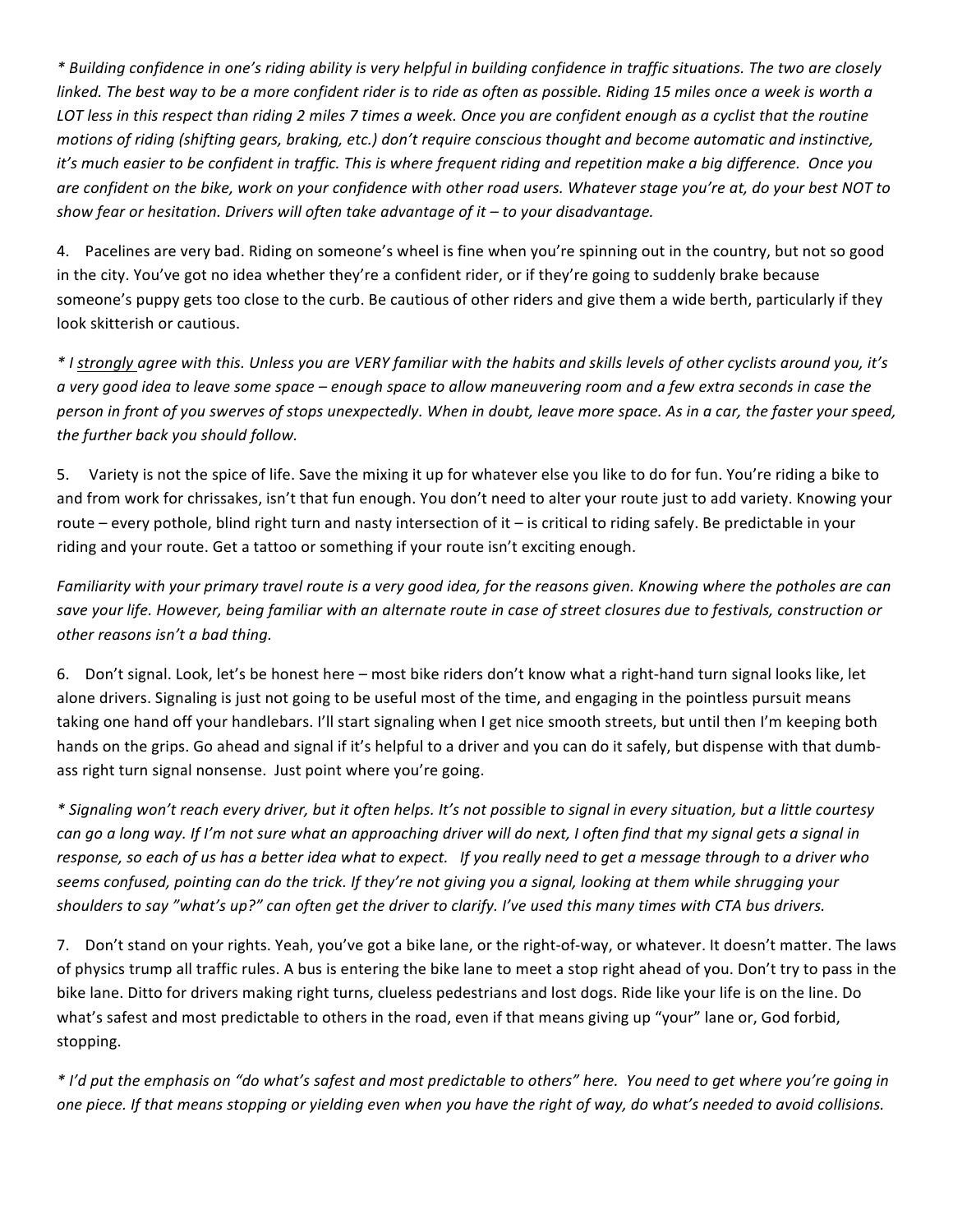*\* Building confidence in one's riding ability is very helpful in building confidence in traffic situations. The two are closely linked. The best way to be a more confident rider is to ride as often as possible. Riding 15 miles once a week is worth a LOT less in this respect than riding 2 miles 7 times a week. Once you are confident enough as a cyclist that the routine motions of riding (shifting gears, braking, etc.) don't require conscious thought and become automatic and instinctive, it's much easier to be confident in traffic. This is where frequent riding and repetition make a big difference. Once you are confident on the bike, work on your confidence with other road users. Whatever stage you're at, do your best NOT to show fear or hesitation. Drivers will often take advantage of it – to your disadvantage.*

4. Pacelines are very bad. Riding on someone's wheel is fine when you're spinning out in the country, but not so good in the city. You've got no idea whether they're a confident rider, or if they're going to suddenly brake because someone's puppy gets too close to the curb. Be cautious of other riders and give them a wide berth, particularly if they look skitterish or cautious.

*\* I <u>strongly</u> agree with this. Unless you are VERY familiar with the habits and skills levels of other cyclists around you, it's a very good idea to leave some space – enough space to allow maneuvering room and a few extra seconds in case the person in front of you swerves of stops unexpectedly. When in doubt, leave more space. As in a car, the faster your speed, the further back you should follow.*

5. Variety is not the spice of life. Save the mixing it up for whatever else you like to do for fun. You're riding a bike to and from work for chrissakes, isn't that fun enough. You don't need to alter your route just to add variety. Knowing your route – every pothole, blind right turn and nasty intersection of it – is critical to riding safely. Be predictable in your riding and your route. Get a tattoo or something if your route isn't exciting enough.

*Familiarity with your primary travel route is a very good idea, for the reasons given. Knowing where the potholes are can save your life. However, being familiar with an alternate route in case of street closures due to festivals, construction or other reasons isn't a bad thing.*

6. Don't signal. Look, let's be honest here – most bike riders don't know what a right-hand turn signal looks like, let alone drivers. Signaling is just not going to be useful most of the time, and engaging in the pointless pursuit means taking one hand off your handlebars. I'll start signaling when I get nice smooth streets, but until then I'm keeping both hands on the grips. Go ahead and signal if it's helpful to a driver and you can do it safely, but dispense with that dumb-ass right turn signal nonsense. Just point where you're going.

*\* Signaling won't reach every driver, but it often helps. It's not possible to signal in every situation, but a little courtesy can go a long way. If I'm not sure what an approaching driver will do next, I often find that my signal gets a signal in response, so each of us has a better idea what to expect. If you really need to get a message through to a driver who seems confused, pointing can do the trick. If they're not giving you a signal, looking at them while shrugging your shoulders to say "what's up?" can often get the driver to clarify. I've used this many times with CTA bus drivers.*

7. Don't stand on your rights. Yeah, you've got a bike lane, or the right-of-way, or whatever. It doesn't matter. The laws of physics trump all traffic rules. A bus is entering the bike lane to meet a stop right ahead of you. Don't try to pass in the bike lane. Ditto for drivers making right turns, clueless pedestrians and lost dogs. Ride like your life is on the line. Do what's safest and most predictable to others in the road, even if that means giving up "your" lane or, God forbid, stopping.

*\* I'd put the emphasis on "do what's safest and most predictable to others" here. You need to get where you're going in one piece. If that means stopping or yielding even when you have the right of way, do what's needed to avoid collisions.*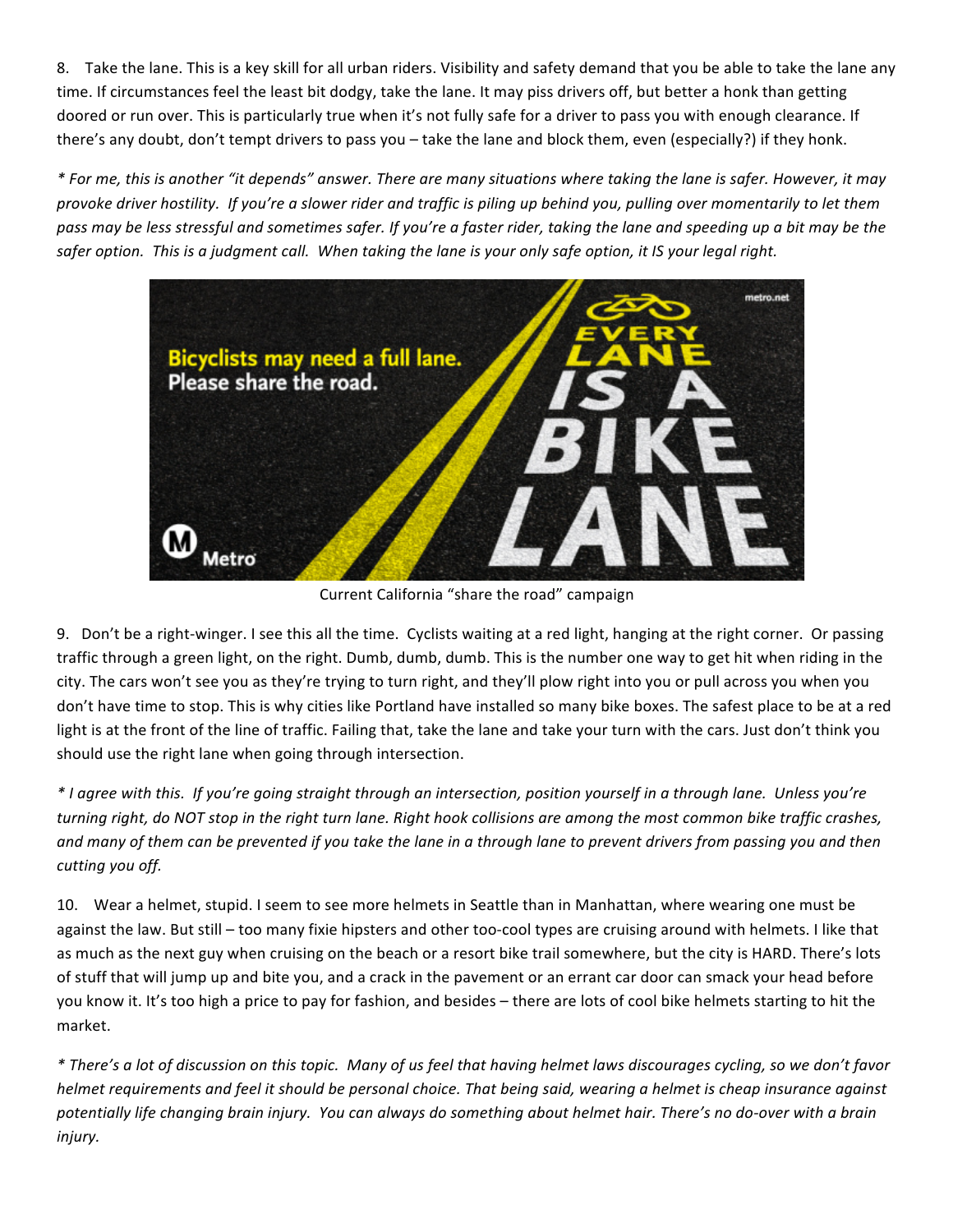8. Take the lane. This is a key skill for all urban riders. Visibility and safety demand that you be able to take the lane any time. If circumstances feel the least bit dodgy, take the lane. It may piss drivers off, but better a honk than getting doored or run over. This is particularly true when it's not fully safe for a driver to pass you with enough clearance. If there's any doubt, don't tempt drivers to pass you – take the lane and block them, even (especially?) if they honk.

*\* For me, this is another "it depends" answer. There are many situations where taking the lane is safer. However, it may provoke driver hostility. If you're a slower rider and traffic is piling up behind you, pulling over momentarily to let them pass may be less stressful and sometimes safer. If you're a faster rider, taking the lane and speeding up a bit may be the safer option. This is a judgment call. When taking the lane is your only safe option, it IS your legal right.*

Current California "share the road" campaign

9. Don't be a right-winger. I see this all the time. Cyclists waiting at a red light, hanging at the right corner. Or passing traffic through a green light, on the right. Dumb, dumb, dumb. This is the number one way to get hit when riding in the city. The cars won't see you as they're trying to turn right, and they'll plow right into you or pull across you when you don't have time to stop. This is why cities like Portland have installed so many bike boxes. The safest place to be at a red light is at the front of the line of traffic. Failing that, take the lane and take your turn with the cars. Just don't think you should use the right lane when going through intersection.

*\* I agree with this. If you're going straight through an intersection, position yourself in a through lane. Unless you're turning right, do NOT stop in the right turn lane. Right hook collisions are among the most common bike traffic crashes, and many of them can be prevented if you take the lane in a through lane to prevent drivers from passing you and then cutting you off.*

10. Wear a helmet, stupid. I seem to see more helmets in Seattle than in Manhattan, where wearing one must be against the law. But still – too many fixie hipsters and other too-cool types are cruising around with helmets. I like that as much as the next guy when cruising on the beach or a resort bike trail somewhere, but the city is HARD. There's lots of stuff that will jump up and bite you, and a crack in the pavement or an errant car door can smack your head before you know it. It's too high a price to pay for fashion, and besides – there are lots of cool bike helmets starting to hit the market.

*\* There's a lot of discussion on this topic. Many of us feel that having helmet laws discourages cycling, so we don't favor helmet requirements and feel it should be personal choice. That being said, wearing a helmet is cheap insurance against potentially life changing brain injury. You can always do something about helmet hair. There's no do-over with a brain injury.*